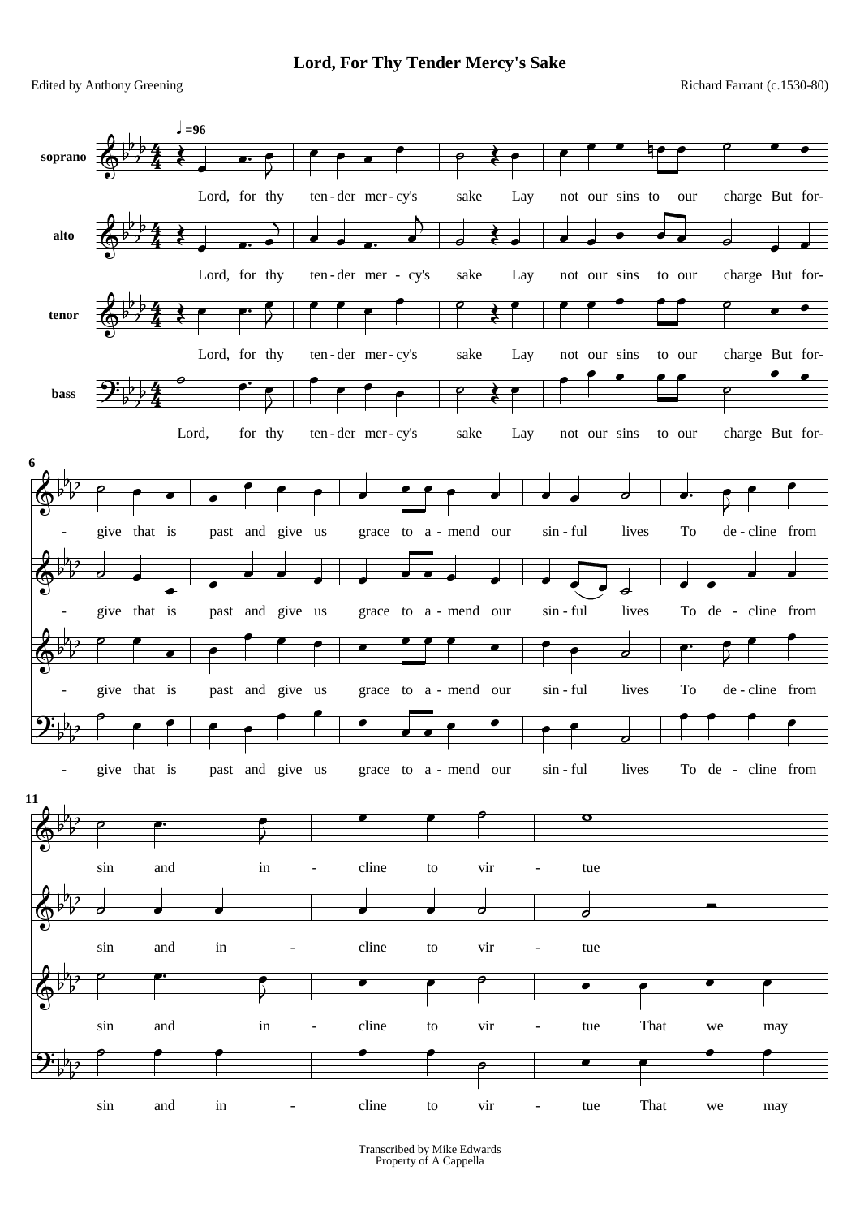# Lord, For Thy Tender Mercy's Sake

Edited by Anthony Greening

Richard Farrant (c.1530-80)

♩=96

soprano

alto

tenor

bass

Lord, for thy ten-der mer-cy's sake Lay not our sins to our charge But for-give that is past and give us grace to a-mend our sin-ful lives To de-cline from sin and in-cline to vir-tue That we may

Transcribed by Mike Edwards
Property of A Cappella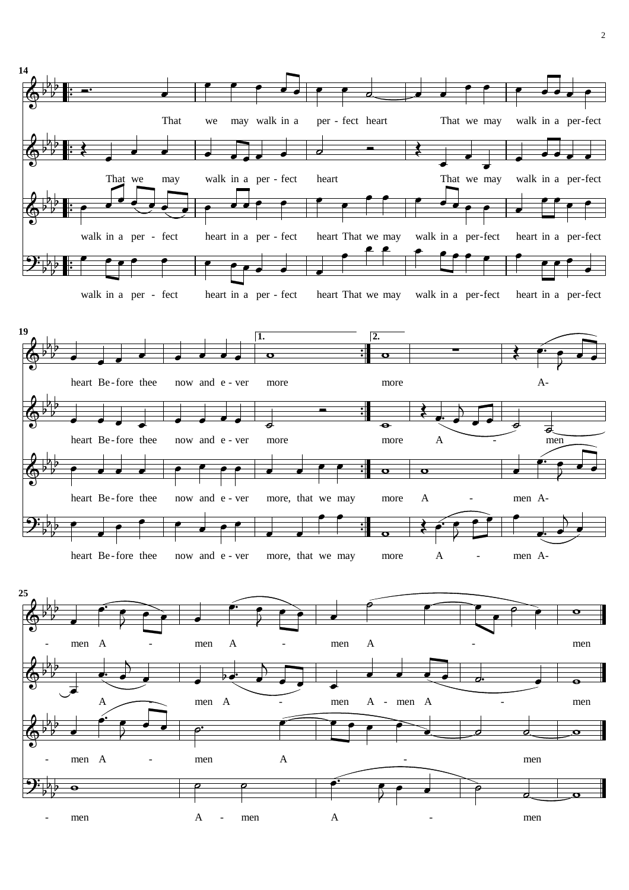14

That we may walk in a per - fect heart That we may walk in a per-fect

That we may walk in a per - fect heart That we may walk in a per-fect

walk in a per - fect heart in a per - fect heart That we may walk in a per-fect heart in a per-fect

walk in a per - fect heart in a per - fect heart That we may walk in a per-fect heart in a per-fect

19

1. 2.

heart Be-fore thee now and e - ver more more A-

heart Be-fore thee now and e - ver more more A - men

heart Be-fore thee now and e - ver more, that we may more A - men A-

heart Be-fore thee now and e - ver more, that we may more A - men A-

25

- men A - men A - men A - men

A - men A - men A - men A - men

- men A - men A - men

- men A - men A - men